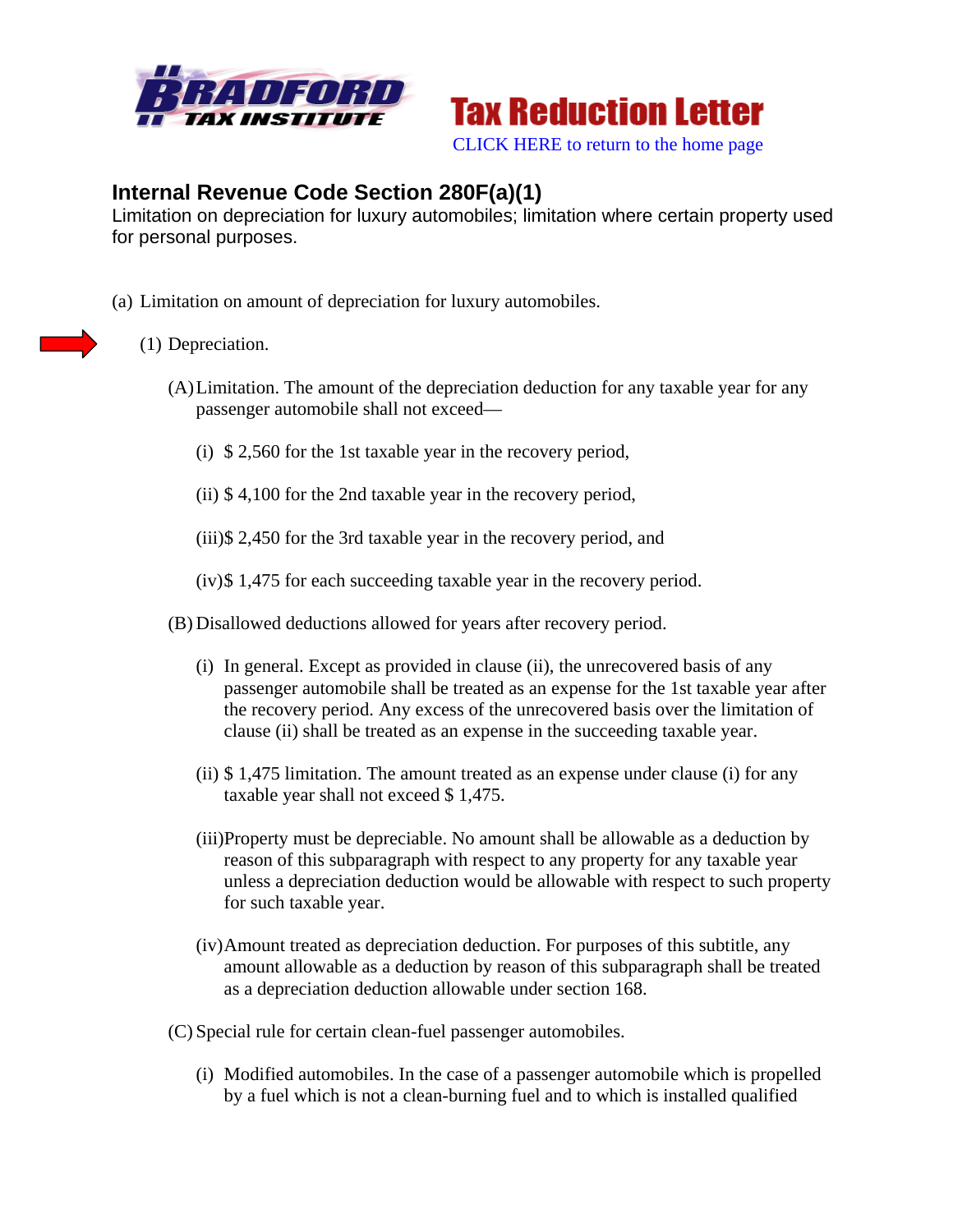Bradford Tax Institute

# Tax Reduction Letter

CLICK HERE to return to the home page

## Internal Revenue Code Section 280F(a)(1)

Limitation on depreciation for luxury automobiles; limitation where certain property used for personal purposes.

(a) Limitation on amount of depreciation for luxury automobiles.

(1) Depreciation.

(A) Limitation. The amount of the depreciation deduction for any taxable year for any passenger automobile shall not exceed—

(i) $ 2,560 for the 1st taxable year in the recovery period,

(ii) $ 4,100 for the 2nd taxable year in the recovery period,

(iii) $ 2,450 for the 3rd taxable year in the recovery period, and

(iv) $ 1,475 for each succeeding taxable year in the recovery period.

(B) Disallowed deductions allowed for years after recovery period.

(i) In general. Except as provided in clause (ii), the unrecovered basis of any passenger automobile shall be treated as an expense for the 1st taxable year after the recovery period. Any excess of the unrecovered basis over the limitation of clause (ii) shall be treated as an expense in the succeeding taxable year.

(ii) $ 1,475 limitation. The amount treated as an expense under clause (i) for any taxable year shall not exceed $ 1,475.

(iii) Property must be depreciable. No amount shall be allowable as a deduction by reason of this subparagraph with respect to any property for any taxable year unless a depreciation deduction would be allowable with respect to such property for such taxable year.

(iv) Amount treated as depreciation deduction. For purposes of this subtitle, any amount allowable as a deduction by reason of this subparagraph shall be treated as a depreciation deduction allowable under section 168.

(C) Special rule for certain clean-fuel passenger automobiles.

(i) Modified automobiles. In the case of a passenger automobile which is propelled by a fuel which is not a clean-burning fuel and to which is installed qualified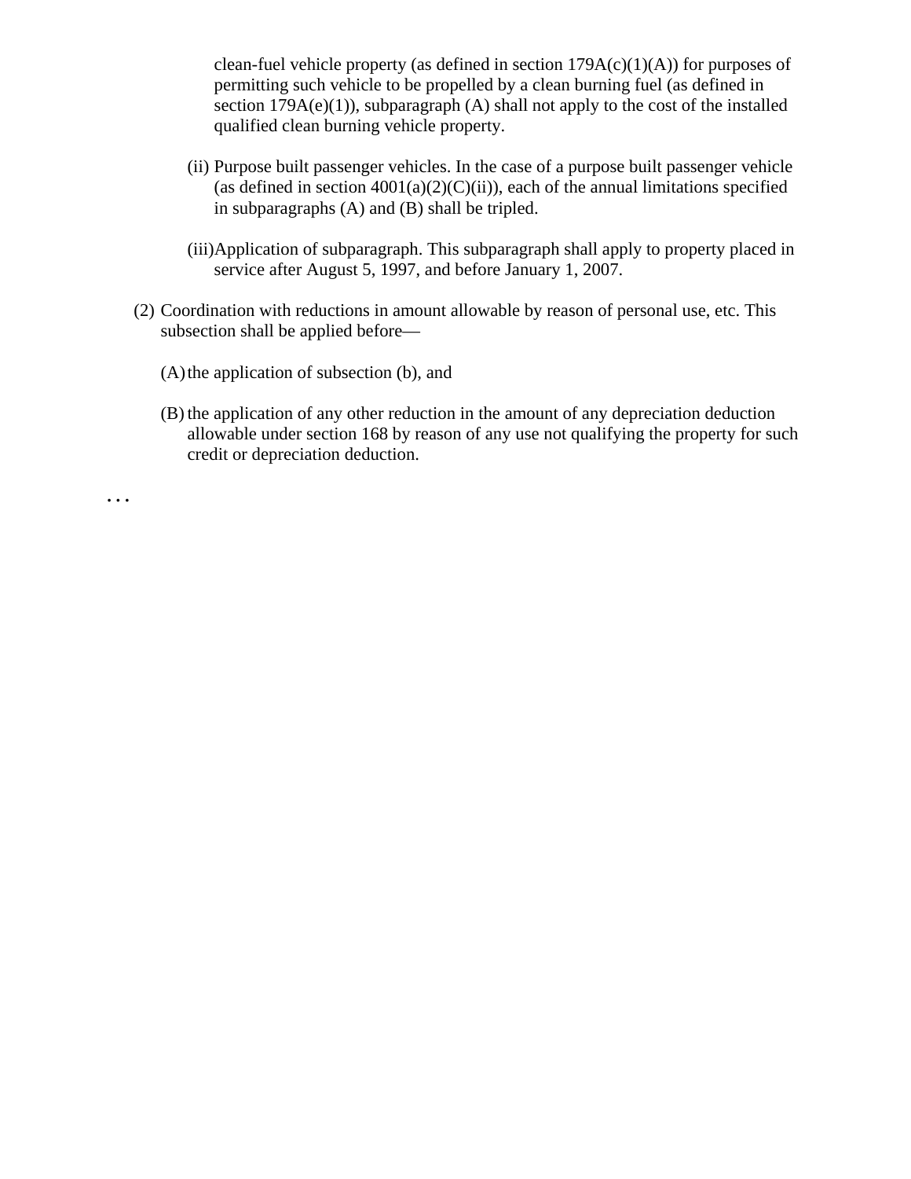clean-fuel vehicle property (as defined in section 179A(c)(1)(A)) for purposes of permitting such vehicle to be propelled by a clean burning fuel (as defined in section 179A(e)(1)), subparagraph (A) shall not apply to the cost of the installed qualified clean burning vehicle property.

(ii) Purpose built passenger vehicles. In the case of a purpose built passenger vehicle (as defined in section 4001(a)(2)(C)(ii)), each of the annual limitations specified in subparagraphs (A) and (B) shall be tripled.

(iii) Application of subparagraph. This subparagraph shall apply to property placed in service after August 5, 1997, and before January 1, 2007.

(2) Coordination with reductions in amount allowable by reason of personal use, etc. This subsection shall be applied before—

(A) the application of subsection (b), and

(B) the application of any other reduction in the amount of any depreciation deduction allowable under section 168 by reason of any use not qualifying the property for such credit or depreciation deduction.

. . .